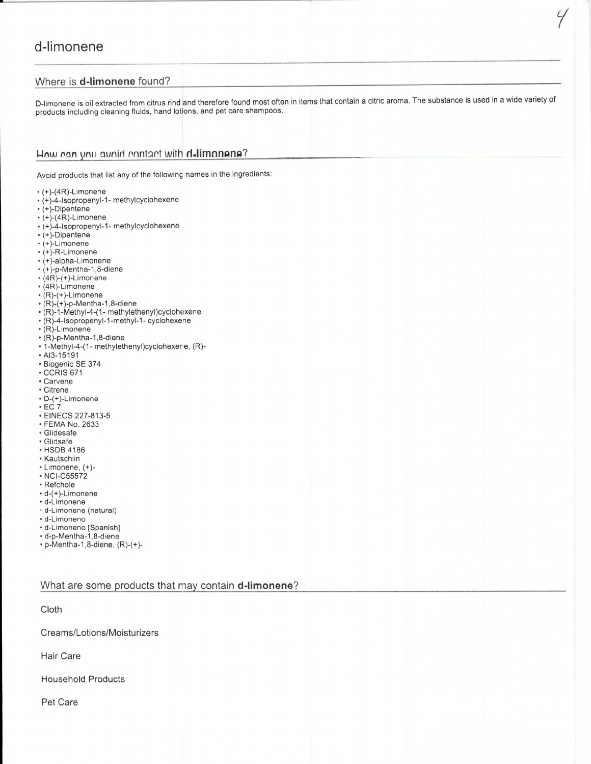# d-limonene

## Where is **d-limonene** found?

D-limonene is oil extracted from citrus rind and therefore found most often in items that contain a citric aroma. The substance is used in a wide variety of products including cleaning fluids, hand lotions, and pet care shampoos.

## How can you avoid contact with **d-limonene**?

Avoid products that list any of the following names in the ingredients:

- (+)-(4R)-Limonene
- (+)-4-Isopropenyl-1- methylcyclohexene
- (+)-Dipentene
- (+)-(4R)-Limonene
- (+)-4-Isopropenyl-1- methylcyclohexene
- (+)-Dipentene
- (+)-Limonene
- (+)-R-Limonene
- (+)-alpha-Limonene
- (+)-p-Mentha-1,8-diene
- (4R)-(+)-Limonene
- (4R)-Limonene
- (R)-(+)-Limonene
- (R)-(+)-p-Mentha-1,8-diene
- (R)-1-Methyl-4-(1- methylethenyl)cyclohexene
- (R)-4-Isopropenyl-1-methyl-1- cyclohexene
- (R)-Limonene
- (R)-p-Mentha-1,8-diene
- 1-Methyl-4-(1- methylethenyl)cyclohexene, (R)-
- AI3-15191
- Biogenic SE 374
- CCRIS 671
- Carvene
- Citrene
- D-(+)-Limonene
- EC 7
- EINECS 227-813-5
- FEMA No. 2633
- Glidesafe
- Glidsafe
- HSDB 4186
- Kautschiin
- Limonene, (+)-
- NCI-C55572
- Refchole
- d-(+)-Limonene
- d-Limonene
- d-Limonene (natural)
- d-Limoneno
- d-Limoneno [Spanish]
- d-p-Mentha-1,8-diene
- p-Mentha-1,8-diene, (R)-(+)-

## What are some products that may contain **d-limonene**?

Cloth

Creams/Lotions/Moisturizers

Hair Care

Household Products

Pet Care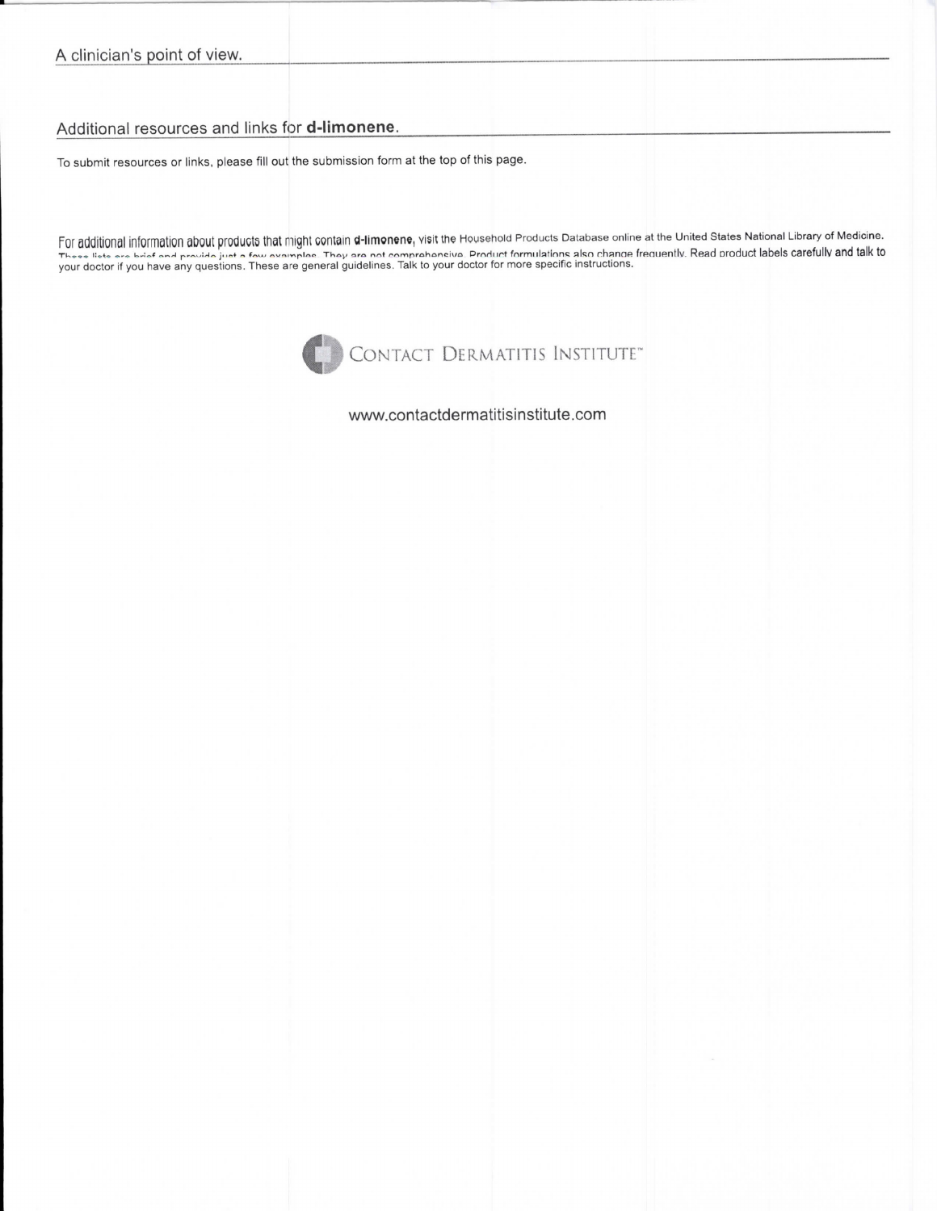## A clinician's point of view.

## Additional resources and links for **d-limonene**.

To submit resources or links, please fill out the submission form at the top of this page.

For additional information about products that might contain **d-limonene**, visit the Household Products Database online at the United States National Library of Medicine. These lists are brief and provide just a few examples. They are not comprehensive. Product formulations also change frequently. Read product labels carefully and talk to your doctor if you have any questions. These are general guidelines. Talk to your doctor for more specific instructions.

CONTACT DERMATITIS INSTITUTE™

www.contactdermatitisinstitute.com